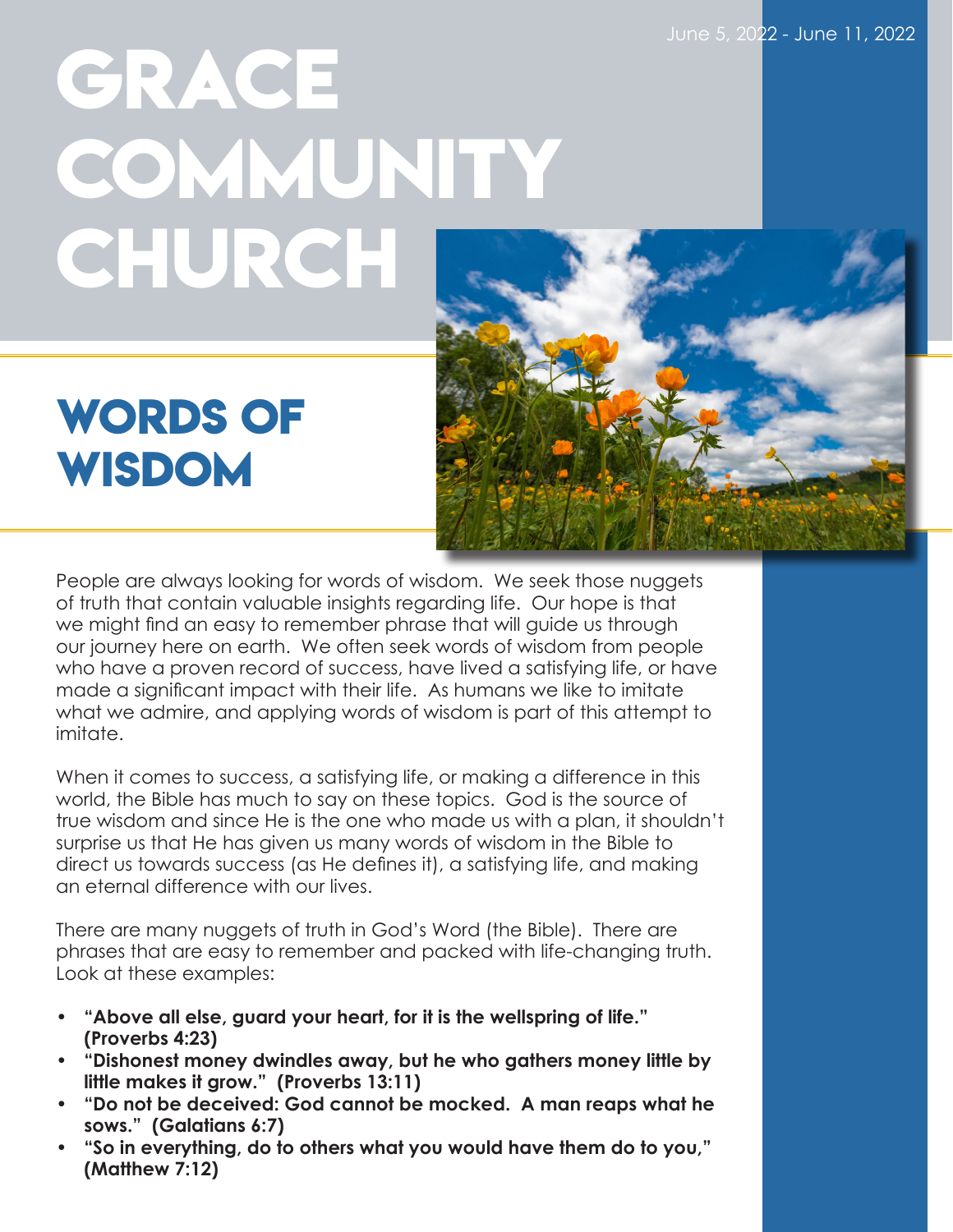June 5, 2022 - June 11, 2022

# GRACE COMMUNITY CHURCH

## WORDS OF WISDOM

People are always looking for words of wisdom. We seek those nuggets of truth that contain valuable insights regarding life. Our hope is that we might find an easy to remember phrase that will guide us through our journey here on earth. We often seek words of wisdom from people who have a proven record of success, have lived a satisfying life, or have made a significant impact with their life. As humans we like to imitate what we admire, and applying words of wisdom is part of this attempt to imitate.

When it comes to success, a satisfying life, or making a difference in this world, the Bible has much to say on these topics. God is the source of true wisdom and since He is the one who made us with a plan, it shouldn't surprise us that He has given us many words of wisdom in the Bible to direct us towards success (as He defines it), a satisfying life, and making an eternal difference with our lives.

There are many nuggets of truth in God's Word (the Bible). There are phrases that are easy to remember and packed with life-changing truth. Look at these examples:

- **"Above all else, guard your heart, for it is the wellspring of life." (Proverbs 4:23)**
- **"Dishonest money dwindles away, but he who gathers money little by little makes it grow." (Proverbs 13:11)**
- **"Do not be deceived: God cannot be mocked. A man reaps what he sows." (Galatians 6:7)**
- **"So in everything, do to others what you would have them do to you," (Matthew 7:12)**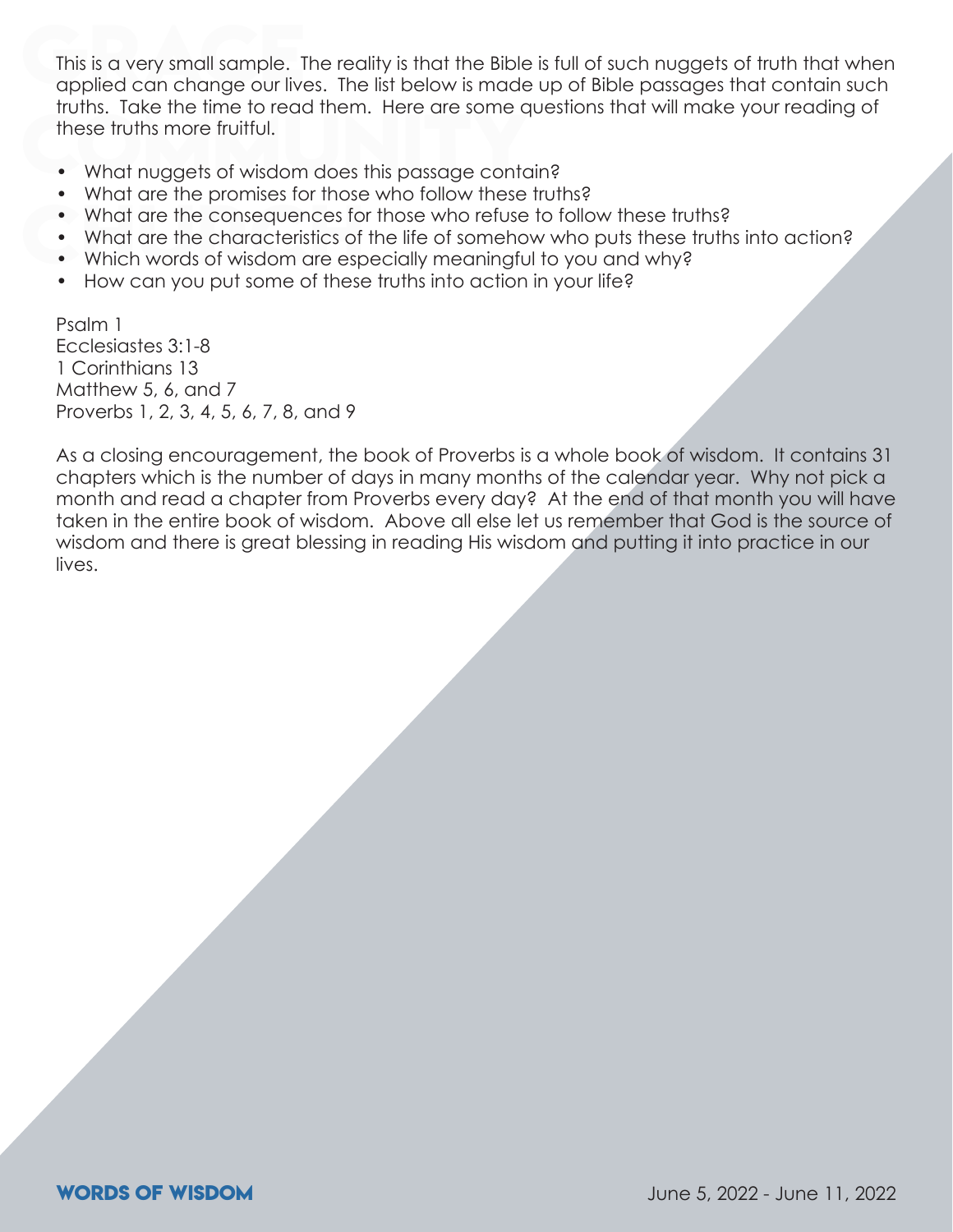This is a very small sample. The reality is that the Bible is full of such nuggets of truth that when applied can change our lives. The list below is made up of Bible passages that contain such truths. Take the time to read them. Here are some questions that will make your reading of these truths more fruitful.

- What nuggets of wisdom does this passage contain?
- What are the promises for those who follow these truths?
- What are the consequences for those who refuse to follow these truths?
- What are the characteristics of the life of somehow who puts these truths into action?
- Which words of wisdom are especially meaningful to you and why?
- How can you put some of these truths into action in your life?

Psalm 1
Ecclesiastes 3:1-8
1 Corinthians 13
Matthew 5, 6, and 7
Proverbs 1, 2, 3, 4, 5, 6, 7, 8, and 9

As a closing encouragement, the book of Proverbs is a whole book of wisdom. It contains 31 chapters which is the number of days in many months of the calendar year. Why not pick a month and read a chapter from Proverbs every day? At the end of that month you will have taken in the entire book of wisdom. Above all else let us remember that God is the source of wisdom and there is great blessing in reading His wisdom and putting it into practice in our lives.